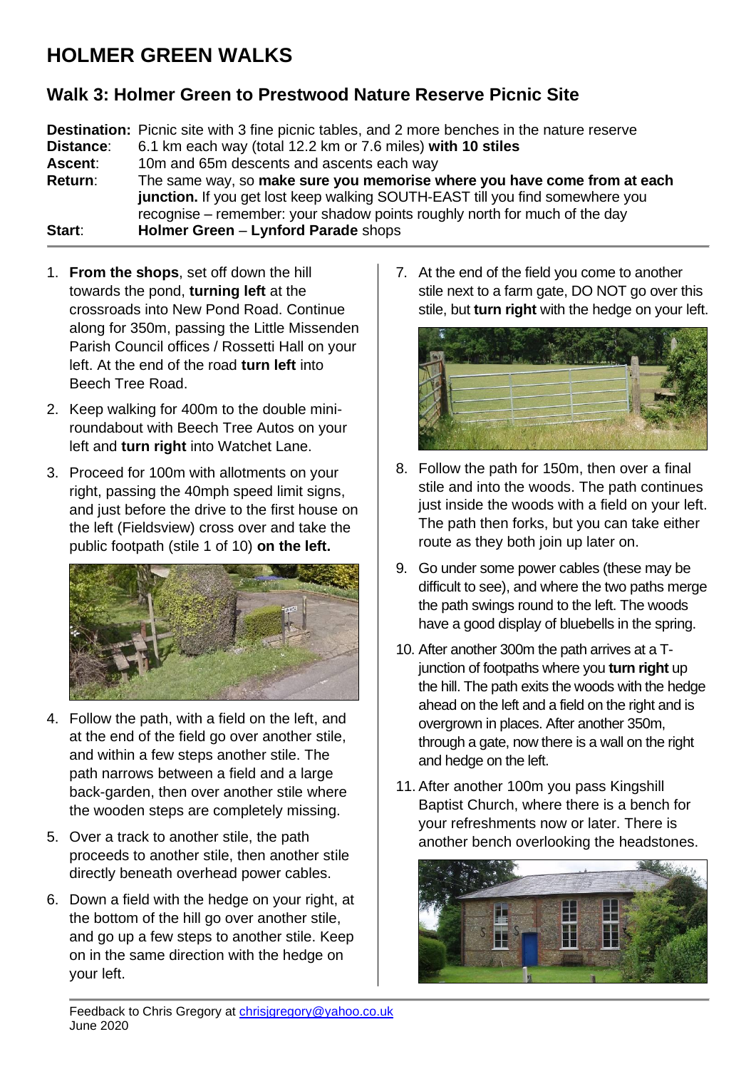# HOLMER GREEN WALKS

## Walk 3: Holmer Green to Prestwood Nature Reserve Picnic Site

**Destination:** Picnic site with 3 fine picnic tables, and 2 more benches in the nature reserve
**Distance**: 6.1 km each way (total 12.2 km or 7.6 miles) **with 10 stiles**
**Ascent**: 10m and 65m descents and ascents each way
**Return**: The same way, so **make sure you memorise where you have come from at each junction.** If you get lost keep walking SOUTH-EAST till you find somewhere you recognise – remember: your shadow points roughly north for much of the day
**Start**: **Holmer Green** – **Lynford Parade** shops

1. **From the shops**, set off down the hill towards the pond, **turning left** at the crossroads into New Pond Road. Continue along for 350m, passing the Little Missenden Parish Council offices / Rossetti Hall on your left. At the end of the road **turn left** into Beech Tree Road.
2. Keep walking for 400m to the double mini-roundabout with Beech Tree Autos on your left and **turn right** into Watchet Lane.
3. Proceed for 100m with allotments on your right, passing the 40mph speed limit signs, and just before the drive to the first house on the left (Fieldsview) cross over and take the public footpath (stile 1 of 10) **on the left.**
4. Follow the path, with a field on the left, and at the end of the field go over another stile, and within a few steps another stile. The path narrows between a field and a large back-garden, then over another stile where the wooden steps are completely missing.
5. Over a track to another stile, the path proceeds to another stile, then another stile directly beneath overhead power cables.
6. Down a field with the hedge on your right, at the bottom of the hill go over another stile, and go up a few steps to another stile. Keep on in the same direction with the hedge on your left.
7. At the end of the field you come to another stile next to a farm gate, DO NOT go over this stile, but **turn right** with the hedge on your left.
8. Follow the path for 150m, then over a final stile and into the woods. The path continues just inside the woods with a field on your left. The path then forks, but you can take either route as they both join up later on.
9. Go under some power cables (these may be difficult to see), and where the two paths merge the path swings round to the left. The woods have a good display of bluebells in the spring.
10. After another 300m the path arrives at a T-junction of footpaths where you **turn right** up the hill. The path exits the woods with the hedge ahead on the left and a field on the right and is overgrown in places. After another 350m, through a gate, now there is a wall on the right and hedge on the left.
11. After another 100m you pass Kingshill Baptist Church, where there is a bench for your refreshments now or later. There is another bench overlooking the headstones.

Feedback to Chris Gregory at chrisjgregory@yahoo.co.uk
June 2020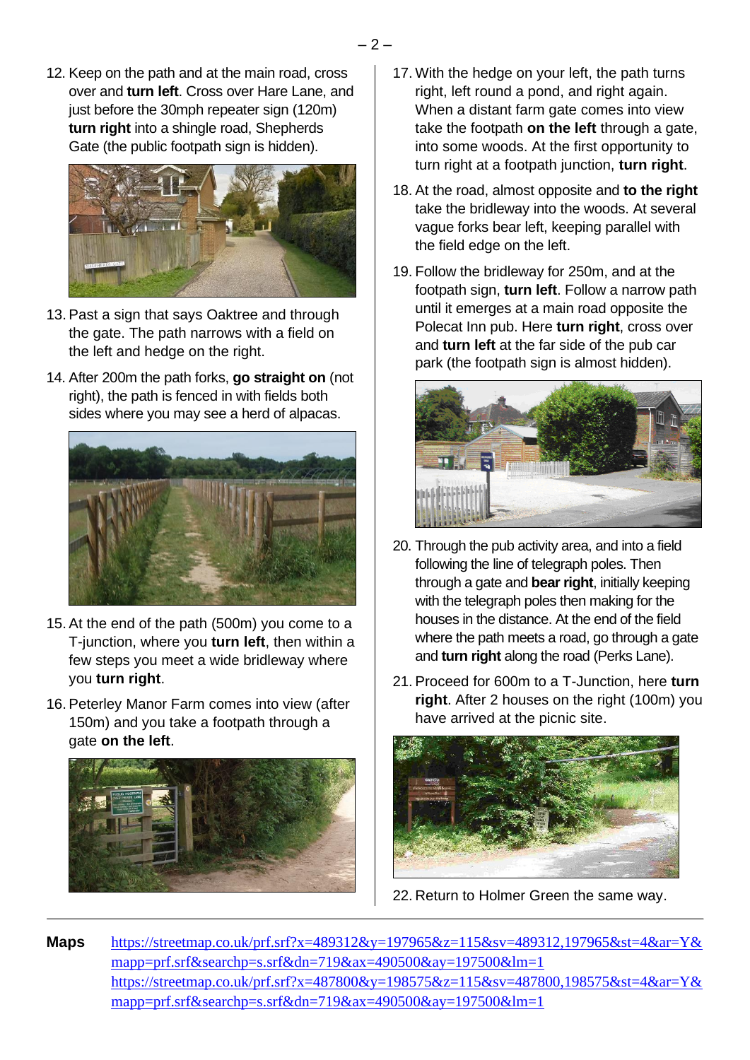12. Keep on the path and at the main road, cross over and **turn left**. Cross over Hare Lane, and just before the 30mph repeater sign (120m) **turn right** into a shingle road, Shepherds Gate (the public footpath sign is hidden).

13. Past a sign that says Oaktree and through the gate. The path narrows with a field on the left and hedge on the right.

14. After 200m the path forks, **go straight on** (not right), the path is fenced in with fields both sides where you may see a herd of alpacas.

15. At the end of the path (500m) you come to a T-junction, where you **turn left**, then within a few steps you meet a wide bridleway where you **turn right**.

16. Peterley Manor Farm comes into view (after 150m) and you take a footpath through a gate **on the left**.

17. With the hedge on your left, the path turns right, left round a pond, and right again. When a distant farm gate comes into view take the footpath **on the left** through a gate, into some woods. At the first opportunity to turn right at a footpath junction, **turn right**.

18. At the road, almost opposite and **to the right** take the bridleway into the woods. At several vague forks bear left, keeping parallel with the field edge on the left.

19. Follow the bridleway for 250m, and at the footpath sign, **turn left**. Follow a narrow path until it emerges at a main road opposite the Polecat Inn pub. Here **turn right**, cross over and **turn left** at the far side of the pub car park (the footpath sign is almost hidden).

20. Through the pub activity area, and into a field following the line of telegraph poles. Then through a gate and **bear right**, initially keeping with the telegraph poles then making for the houses in the distance. At the end of the field where the path meets a road, go through a gate and **turn right** along the road (Perks Lane).

21. Proceed for 600m to a T-Junction, here **turn right**. After 2 houses on the right (100m) you have arrived at the picnic site.

22. Return to Holmer Green the same way.

**Maps** https://streetmap.co.uk/prf.srf?x=489312&y=197965&z=115&sv=489312,197965&st=4&ar=Y&mapp=prf.srf&searchp=s.srf&dn=719&ax=490500&ay=197500&lm=1
https://streetmap.co.uk/prf.srf?x=487800&y=198575&z=115&sv=487800,198575&st=4&ar=Y&mapp=prf.srf&searchp=s.srf&dn=719&ax=490500&ay=197500&lm=1